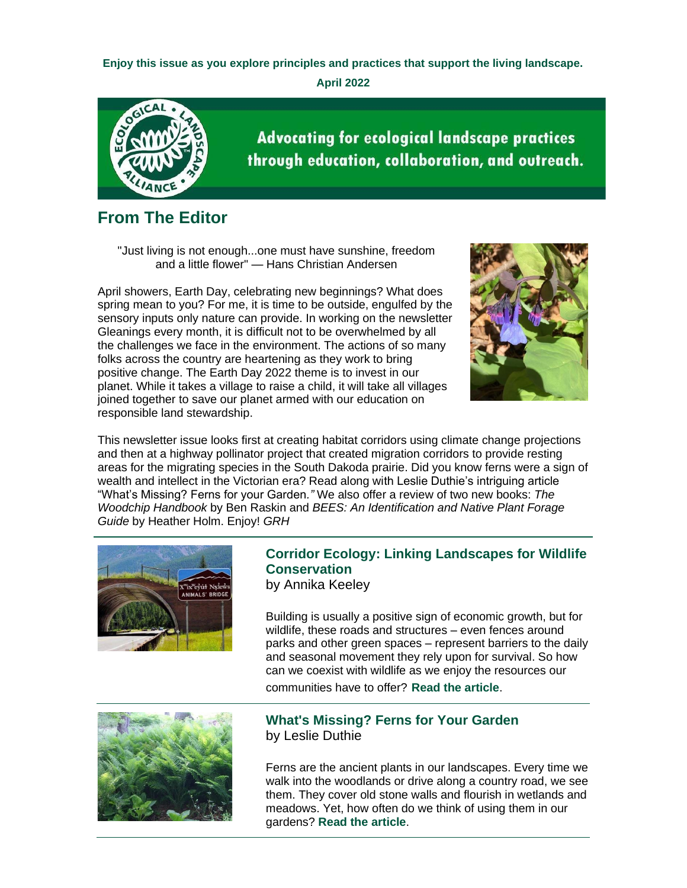**Enjoy this issue as you explore principles and practices that support the living landscape.**

**April 2022**

Advocating for ecological landscape practices through education, collaboration, and outreach.

## From The Editor

"Just living is not enough...one must have sunshine, freedom and a little flower" — Hans Christian Andersen

April showers, Earth Day, celebrating new beginnings? What does spring mean to you? For me, it is time to be outside, engulfed by the sensory inputs only nature can provide. In working on the newsletter Gleanings every month, it is difficult not to be overwhelmed by all the challenges we face in the environment. The actions of so many folks across the country are heartening as they work to bring positive change. The Earth Day 2022 theme is to invest in our planet. While it takes a village to raise a child, it will take all villages joined together to save our planet armed with our education on responsible land stewardship.

This newsletter issue looks first at creating habitat corridors using climate change projections and then at a highway pollinator project that created migration corridors to provide resting areas for the migrating species in the South Dakoda prairie. Did you know ferns were a sign of wealth and intellect in the Victorian era? Read along with Leslie Duthie's intriguing article "What's Missing? Ferns for your Garden.*"* We also offer a review of two new books: *The Woodchip Handbook* by Ben Raskin and *BEES: An Identification and Native Plant Forage Guide* by Heather Holm. Enjoy! *GRH*

### Corridor Ecology: Linking Landscapes for Wildlife Conservation

by Annika Keeley

Building is usually a positive sign of economic growth, but for wildlife, these roads and structures – even fences around parks and other green spaces – represent barriers to the daily and seasonal movement they rely upon for survival. So how can we coexist with wildlife as we enjoy the resources our communities have to offer? **Read the article**.

### What's Missing? Ferns for Your Garden

by Leslie Duthie

Ferns are the ancient plants in our landscapes. Every time we walk into the woodlands or drive along a country road, we see them. They cover old stone walls and flourish in wetlands and meadows. Yet, how often do we think of using them in our gardens? **Read the article**.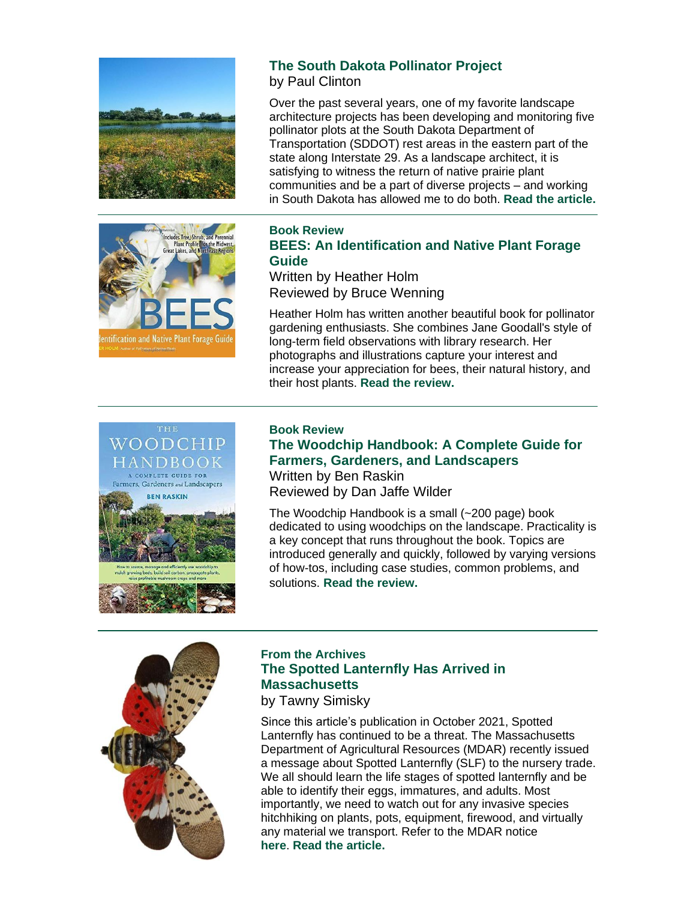## The South Dakota Pollinator Project

by Paul Clinton

Over the past several years, one of my favorite landscape architecture projects has been developing and monitoring five pollinator plots at the South Dakota Department of Transportation (SDDOT) rest areas in the eastern part of the state along Interstate 29. As a landscape architect, it is satisfying to witness the return of native prairie plant communities and be a part of diverse projects – and working in South Dakota has allowed me to do both. **Read the article.**

---

**Book Review**

## BEES: An Identification and Native Plant Forage Guide

Written by Heather Holm
Reviewed by Bruce Wenning

Heather Holm has written another beautiful book for pollinator gardening enthusiasts. She combines Jane Goodall's style of long-term field observations with library research. Her photographs and illustrations capture your interest and increase your appreciation for bees, their natural history, and their host plants. **Read the review.**

---

**Book Review**

## The Woodchip Handbook: A Complete Guide for Farmers, Gardeners, and Landscapers

Written by Ben Raskin
Reviewed by Dan Jaffe Wilder

The Woodchip Handbook is a small (~200 page) book dedicated to using woodchips on the landscape. Practicality is a key concept that runs throughout the book. Topics are introduced generally and quickly, followed by varying versions of how-tos, including case studies, common problems, and solutions. **Read the review.**

---

**From the Archives**

## The Spotted Lanternfly Has Arrived in Massachusetts

by Tawny Simisky

Since this article's publication in October 2021, Spotted Lanternfly has continued to be a threat. The Massachusetts Department of Agricultural Resources (MDAR) recently issued a message about Spotted Lanternfly (SLF) to the nursery trade. We all should learn the life stages of spotted lanternfly and be able to identify their eggs, immatures, and adults. Most importantly, we need to watch out for any invasive species hitchhiking on plants, pots, equipment, firewood, and virtually any material we transport. Refer to the MDAR notice **here**. **Read the article.**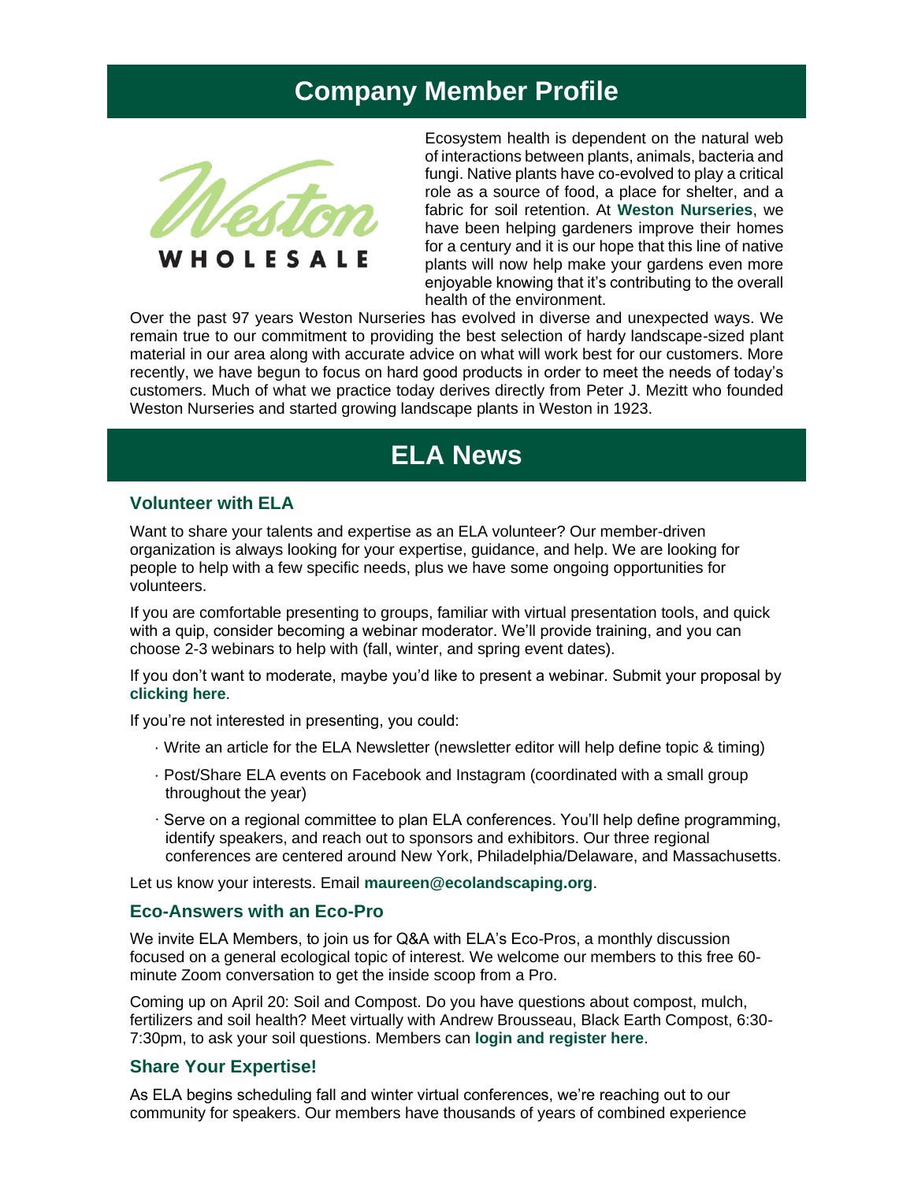## Company Member Profile

Weston WHOLESALE

Ecosystem health is dependent on the natural web of interactions between plants, animals, bacteria and fungi. Native plants have co-evolved to play a critical role as a source of food, a place for shelter, and a fabric for soil retention. At **Weston Nurseries**, we have been helping gardeners improve their homes for a century and it is our hope that this line of native plants will now help make your gardens even more enjoyable knowing that it's contributing to the overall health of the environment.

Over the past 97 years Weston Nurseries has evolved in diverse and unexpected ways. We remain true to our commitment to providing the best selection of hardy landscape-sized plant material in our area along with accurate advice on what will work best for our customers. More recently, we have begun to focus on hard good products in order to meet the needs of today's customers. Much of what we practice today derives directly from Peter J. Mezitt who founded Weston Nurseries and started growing landscape plants in Weston in 1923.

## ELA News

### Volunteer with ELA

Want to share your talents and expertise as an ELA volunteer? Our member-driven organization is always looking for your expertise, guidance, and help. We are looking for people to help with a few specific needs, plus we have some ongoing opportunities for volunteers.

If you are comfortable presenting to groups, familiar with virtual presentation tools, and quick with a quip, consider becoming a webinar moderator. We'll provide training, and you can choose 2-3 webinars to help with (fall, winter, and spring event dates).

If you don't want to moderate, maybe you'd like to present a webinar. Submit your proposal by **clicking here**.

If you're not interested in presenting, you could:

- Write an article for the ELA Newsletter (newsletter editor will help define topic & timing)
- Post/Share ELA events on Facebook and Instagram (coordinated with a small group throughout the year)
- Serve on a regional committee to plan ELA conferences. You'll help define programming, identify speakers, and reach out to sponsors and exhibitors. Our three regional conferences are centered around New York, Philadelphia/Delaware, and Massachusetts.

Let us know your interests. Email **maureen@ecolandscaping.org**.

### Eco-Answers with an Eco-Pro

We invite ELA Members, to join us for Q&A with ELA's Eco-Pros, a monthly discussion focused on a general ecological topic of interest. We welcome our members to this free 60-minute Zoom conversation to get the inside scoop from a Pro.

Coming up on April 20: Soil and Compost. Do you have questions about compost, mulch, fertilizers and soil health? Meet virtually with Andrew Brousseau, Black Earth Compost, 6:30-7:30pm, to ask your soil questions. Members can **login and register here**.

### Share Your Expertise!

As ELA begins scheduling fall and winter virtual conferences, we're reaching out to our community for speakers. Our members have thousands of years of combined experience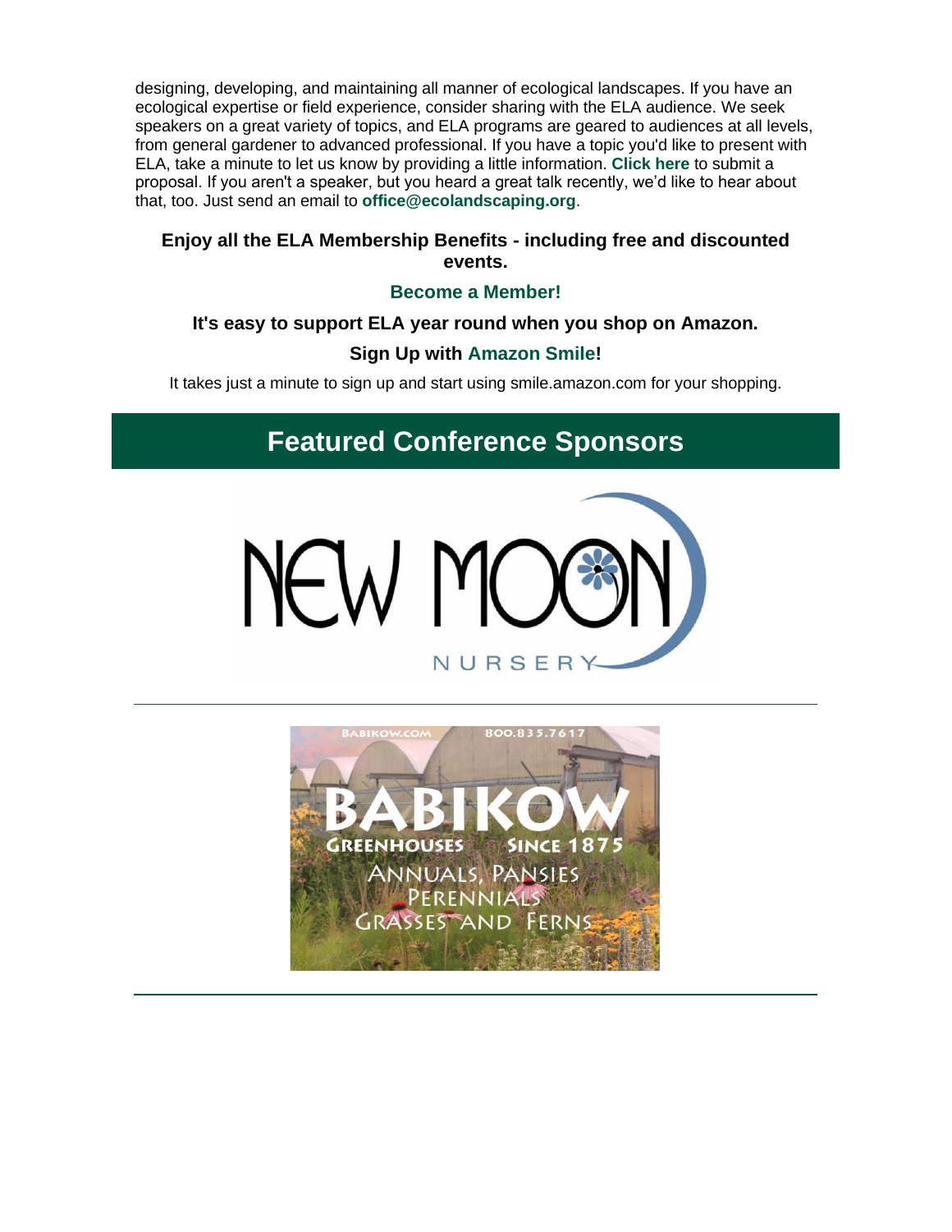designing, developing, and maintaining all manner of ecological landscapes. If you have an ecological expertise or field experience, consider sharing with the ELA audience. We seek speakers on a great variety of topics, and ELA programs are geared to audiences at all levels, from general gardener to advanced professional. If you have a topic you'd like to present with ELA, take a minute to let us know by providing a little information. **Click here** to submit a proposal. If you aren't a speaker, but you heard a great talk recently, we'd like to hear about that, too. Just send an email to **office@ecolandscaping.org**.

**Enjoy all the ELA Membership Benefits - including free and discounted events.**

**Become a Member!**

**It's easy to support ELA year round when you shop on Amazon.**

**Sign Up with Amazon Smile!**

It takes just a minute to sign up and start using smile.amazon.com for your shopping.

## Featured Conference Sponsors

NEW MOON NURSERY

---

BABIKOW.COM 800.835.7617

BABIKOW GREENHOUSES SINCE 1875

ANNUALS, PANSIES PERENNIALS GRASSES AND FERNS

---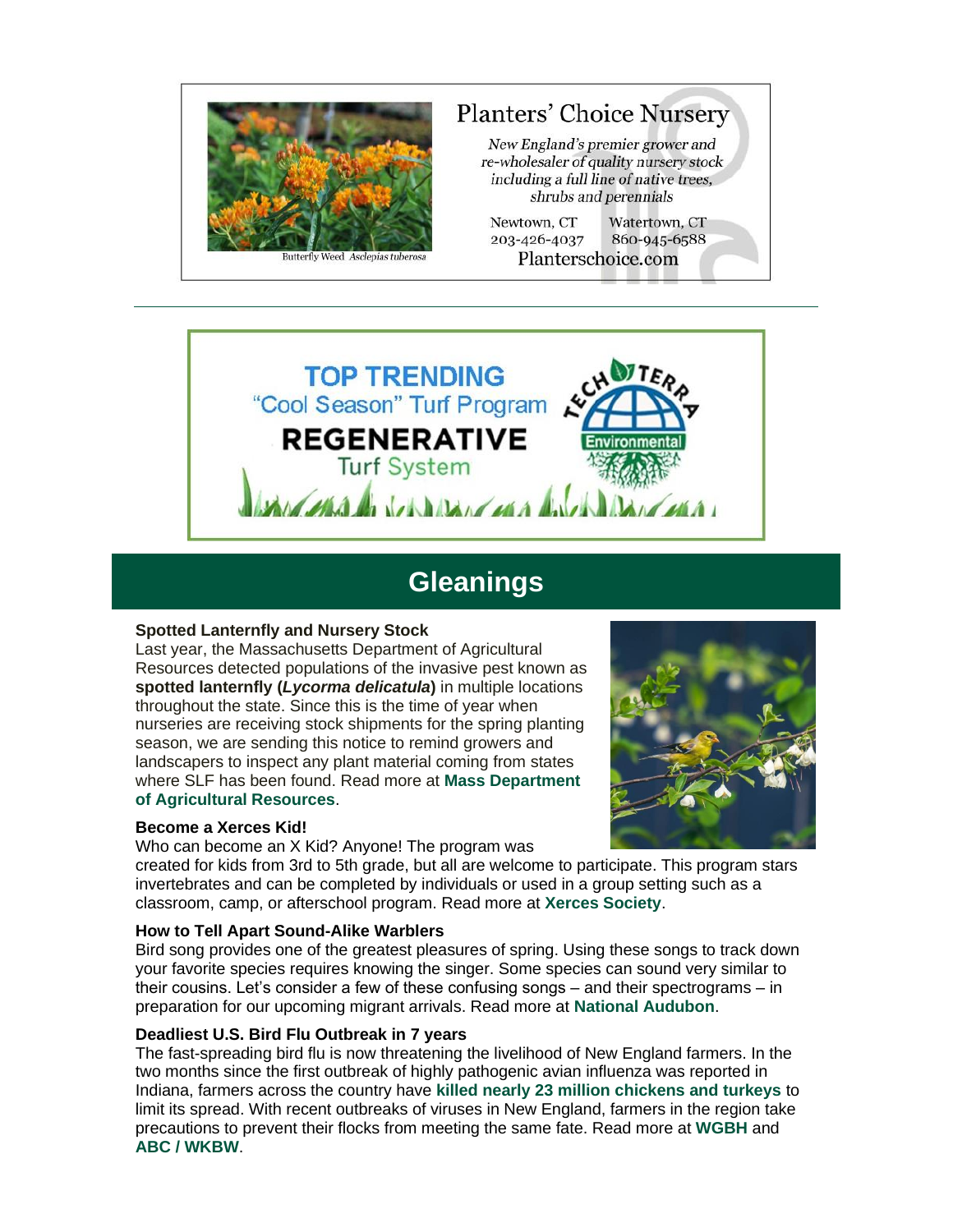Planters' Choice Nursery

*New England's premier grower and re-wholesaler of quality nursery stock including a full line of native trees, shrubs and perennials*

Newtown, CT 203-426-4037

Watertown, CT 860-945-6588

Planterschoice.com

Butterfly Weed *Asclepias tuberosa*

---

TOP TRENDING "Cool Season" Turf Program

REGENERATIVE Turf System

Tech Terra Environmental

# Gleanings

### Spotted Lanternfly and Nursery Stock

Last year, the Massachusetts Department of Agricultural Resources detected populations of the invasive pest known as **spotted lanternfly (*Lycorma delicatula*)** in multiple locations throughout the state. Since this is the time of year when nurseries are receiving stock shipments for the spring planting season, we are sending this notice to remind growers and landscapers to inspect any plant material coming from states where SLF has been found. Read more at **Mass Department of Agricultural Resources**.

### Become a Xerces Kid!

Who can become an X Kid? Anyone! The program was created for kids from 3rd to 5th grade, but all are welcome to participate. This program stars invertebrates and can be completed by individuals or used in a group setting such as a classroom, camp, or afterschool program. Read more at **Xerces Society**.

### How to Tell Apart Sound-Alike Warblers

Bird song provides one of the greatest pleasures of spring. Using these songs to track down your favorite species requires knowing the singer. Some species can sound very similar to their cousins. Let's consider a few of these confusing songs – and their spectrograms – in preparation for our upcoming migrant arrivals. Read more at **National Audubon**.

### Deadliest U.S. Bird Flu Outbreak in 7 years

The fast-spreading bird flu is now threatening the livelihood of New England farmers. In the two months since the first outbreak of highly pathogenic avian influenza was reported in Indiana, farmers across the country have **killed nearly 23 million chickens and turkeys** to limit its spread. With recent outbreaks of viruses in New England, farmers in the region take precautions to prevent their flocks from meeting the same fate. Read more at **WGBH** and **ABC / WKBW**.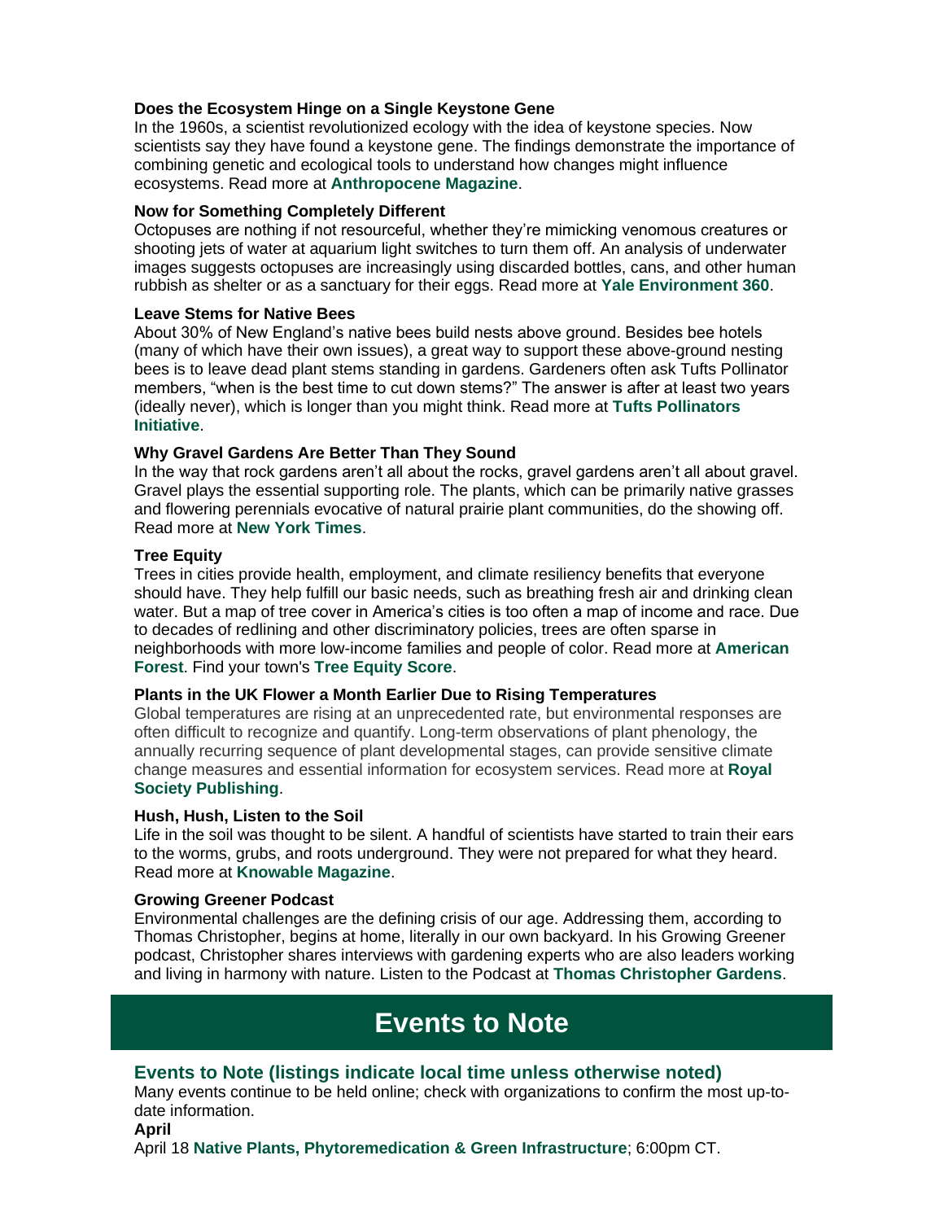**Does the Ecosystem Hinge on a Single Keystone Gene**
In the 1960s, a scientist revolutionized ecology with the idea of keystone species. Now scientists say they have found a keystone gene. The findings demonstrate the importance of combining genetic and ecological tools to understand how changes might influence ecosystems. Read more at **Anthropocene Magazine**.

**Now for Something Completely Different**
Octopuses are nothing if not resourceful, whether they're mimicking venomous creatures or shooting jets of water at aquarium light switches to turn them off. An analysis of underwater images suggests octopuses are increasingly using discarded bottles, cans, and other human rubbish as shelter or as a sanctuary for their eggs. Read more at **Yale Environment 360**.

**Leave Stems for Native Bees**
About 30% of New England's native bees build nests above ground. Besides bee hotels (many of which have their own issues), a great way to support these above-ground nesting bees is to leave dead plant stems standing in gardens. Gardeners often ask Tufts Pollinator members, "when is the best time to cut down stems?" The answer is after at least two years (ideally never), which is longer than you might think. Read more at **Tufts Pollinators Initiative**.

**Why Gravel Gardens Are Better Than They Sound**
In the way that rock gardens aren't all about the rocks, gravel gardens aren't all about gravel. Gravel plays the essential supporting role. The plants, which can be primarily native grasses and flowering perennials evocative of natural prairie plant communities, do the showing off. Read more at **New York Times**.

**Tree Equity**
Trees in cities provide health, employment, and climate resiliency benefits that everyone should have. They help fulfill our basic needs, such as breathing fresh air and drinking clean water. But a map of tree cover in America's cities is too often a map of income and race. Due to decades of redlining and other discriminatory policies, trees are often sparse in neighborhoods with more low-income families and people of color. Read more at **American Forest**. Find your town's **Tree Equity Score**.

**Plants in the UK Flower a Month Earlier Due to Rising Temperatures**
Global temperatures are rising at an unprecedented rate, but environmental responses are often difficult to recognize and quantify. Long-term observations of plant phenology, the annually recurring sequence of plant developmental stages, can provide sensitive climate change measures and essential information for ecosystem services. Read more at **Royal Society Publishing**.

**Hush, Hush, Listen to the Soil**
Life in the soil was thought to be silent. A handful of scientists have started to train their ears to the worms, grubs, and roots underground. They were not prepared for what they heard. Read more at **Knowable Magazine**.

**Growing Greener Podcast**
Environmental challenges are the defining crisis of our age. Addressing them, according to Thomas Christopher, begins at home, literally in our own backyard. In his Growing Greener podcast, Christopher shares interviews with gardening experts who are also leaders working and living in harmony with nature. Listen to the Podcast at **Thomas Christopher Gardens**.

# Events to Note

## Events to Note (listings indicate local time unless otherwise noted)

Many events continue to be held online; check with organizations to confirm the most up-to-date information.

**April**

April 18 **Native Plants, Phytoremedication & Green Infrastructure**; 6:00pm CT.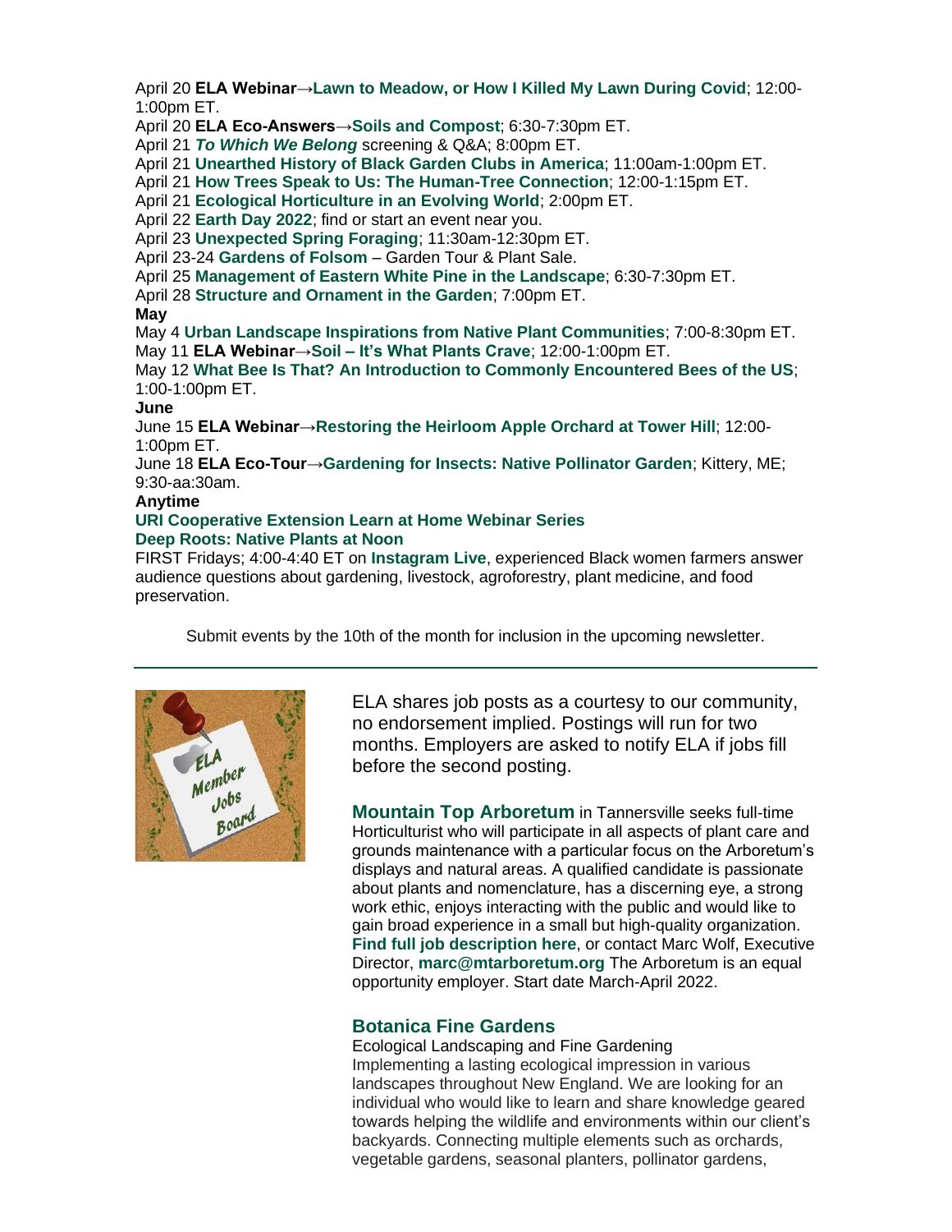April 20 **ELA Webinar→Lawn to Meadow, or How I Killed My Lawn During Covid**; 12:00-1:00pm ET.
April 20 **ELA Eco-Answers→Soils and Compost**; 6:30-7:30pm ET.
April 21 ***To Which We Belong*** screening & Q&A; 8:00pm ET.
April 21 **Unearthed History of Black Garden Clubs in America**; 11:00am-1:00pm ET.
April 21 **How Trees Speak to Us: The Human-Tree Connection**; 12:00-1:15pm ET.
April 21 **Ecological Horticulture in an Evolving World**; 2:00pm ET.
April 22 **Earth Day 2022**; find or start an event near you.
April 23 **Unexpected Spring Foraging**; 11:30am-12:30pm ET.
April 23-24 **Gardens of Folsom** – Garden Tour & Plant Sale.
April 25 **Management of Eastern White Pine in the Landscape**; 6:30-7:30pm ET.
April 28 **Structure and Ornament in the Garden**; 7:00pm ET.

**May**

May 4 **Urban Landscape Inspirations from Native Plant Communities**; 7:00-8:30pm ET.
May 11 **ELA Webinar→Soil – It's What Plants Crave**; 12:00-1:00pm ET.
May 12 **What Bee Is That? An Introduction to Commonly Encountered Bees of the US**; 1:00-1:00pm ET.

**June**

June 15 **ELA Webinar→Restoring the Heirloom Apple Orchard at Tower Hill**; 12:00-1:00pm ET.
June 18 **ELA Eco-Tour→Gardening for Insects: Native Pollinator Garden**; Kittery, ME; 9:30-aa:30am.

**Anytime**

**URI Cooperative Extension Learn at Home Webinar Series**
**Deep Roots: Native Plants at Noon**
FIRST Fridays; 4:00-4:40 ET on **Instagram Live**, experienced Black women farmers answer audience questions about gardening, livestock, agroforestry, plant medicine, and food preservation.

Submit events by the 10th of the month for inclusion in the upcoming newsletter.

---

ELA shares job posts as a courtesy to our community, no endorsement implied. Postings will run for two months. Employers are asked to notify ELA if jobs fill before the second posting.

**Mountain Top Arboretum** in Tannersville seeks full-time Horticulturist who will participate in all aspects of plant care and grounds maintenance with a particular focus on the Arboretum's displays and natural areas. A qualified candidate is passionate about plants and nomenclature, has a discerning eye, a strong work ethic, enjoys interacting with the public and would like to gain broad experience in a small but high-quality organization. **Find full job description here**, or contact Marc Wolf, Executive Director, **marc@mtarboretum.org** The Arboretum is an equal opportunity employer. Start date March-April 2022.

**Botanica Fine Gardens**
Ecological Landscaping and Fine Gardening
Implementing a lasting ecological impression in various landscapes throughout New England. We are looking for an individual who would like to learn and share knowledge geared towards helping the wildlife and environments within our client's backyards. Connecting multiple elements such as orchards, vegetable gardens, seasonal planters, pollinator gardens,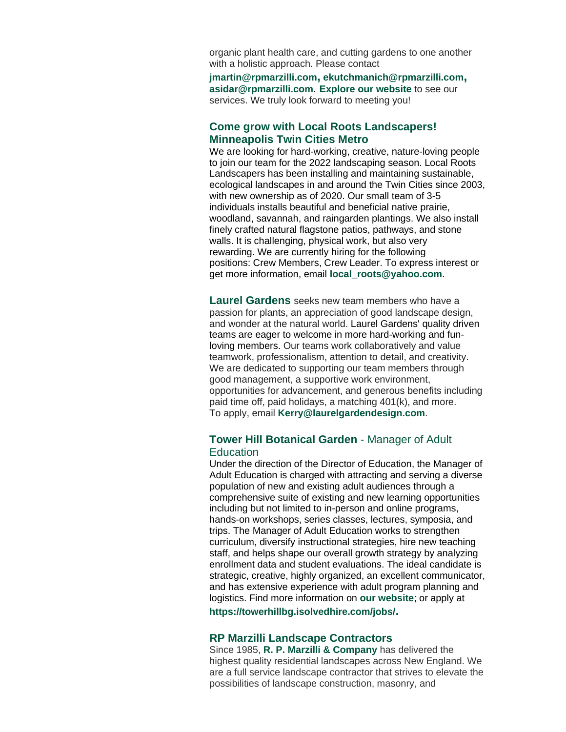organic plant health care, and cutting gardens to one another with a holistic approach. Please contact **jmartin@rpmarzilli.com, ekutchmanich@rpmarzilli.com, asidar@rpmarzilli.com**. **Explore our website** to see our services. We truly look forward to meeting you!

### Come grow with Local Roots Landscapers! Minneapolis Twin Cities Metro

We are looking for hard-working, creative, nature-loving people to join our team for the 2022 landscaping season. Local Roots Landscapers has been installing and maintaining sustainable, ecological landscapes in and around the Twin Cities since 2003, with new ownership as of 2020. Our small team of 3-5 individuals installs beautiful and beneficial native prairie, woodland, savannah, and raingarden plantings. We also install finely crafted natural flagstone patios, pathways, and stone walls. It is challenging, physical work, but also very rewarding. We are currently hiring for the following positions: Crew Members, Crew Leader. To express interest or get more information, email **local_roots@yahoo.com**.

**Laurel Gardens** seeks new team members who have a passion for plants, an appreciation of good landscape design, and wonder at the natural world. Laurel Gardens' quality driven teams are eager to welcome in more hard-working and fun-loving members. Our teams work collaboratively and value teamwork, professionalism, attention to detail, and creativity. We are dedicated to supporting our team members through good management, a supportive work environment, opportunities for advancement, and generous benefits including paid time off, paid holidays, a matching 401(k), and more. To apply, email **Kerry@laurelgardendesign.com**.

### Tower Hill Botanical Garden - Manager of Adult Education

Under the direction of the Director of Education, the Manager of Adult Education is charged with attracting and serving a diverse population of new and existing adult audiences through a comprehensive suite of existing and new learning opportunities including but not limited to in-person and online programs, hands-on workshops, series classes, lectures, symposia, and trips. The Manager of Adult Education works to strengthen curriculum, diversify instructional strategies, hire new teaching staff, and helps shape our overall growth strategy by analyzing enrollment data and student evaluations. The ideal candidate is strategic, creative, highly organized, an excellent communicator, and has extensive experience with adult program planning and logistics. Find more information on **our website**; or apply at **https://towerhillbg.isolvedhire.com/jobs/**.

### RP Marzilli Landscape Contractors

Since 1985, **R. P. Marzilli & Company** has delivered the highest quality residential landscapes across New England. We are a full service landscape contractor that strives to elevate the possibilities of landscape construction, masonry, and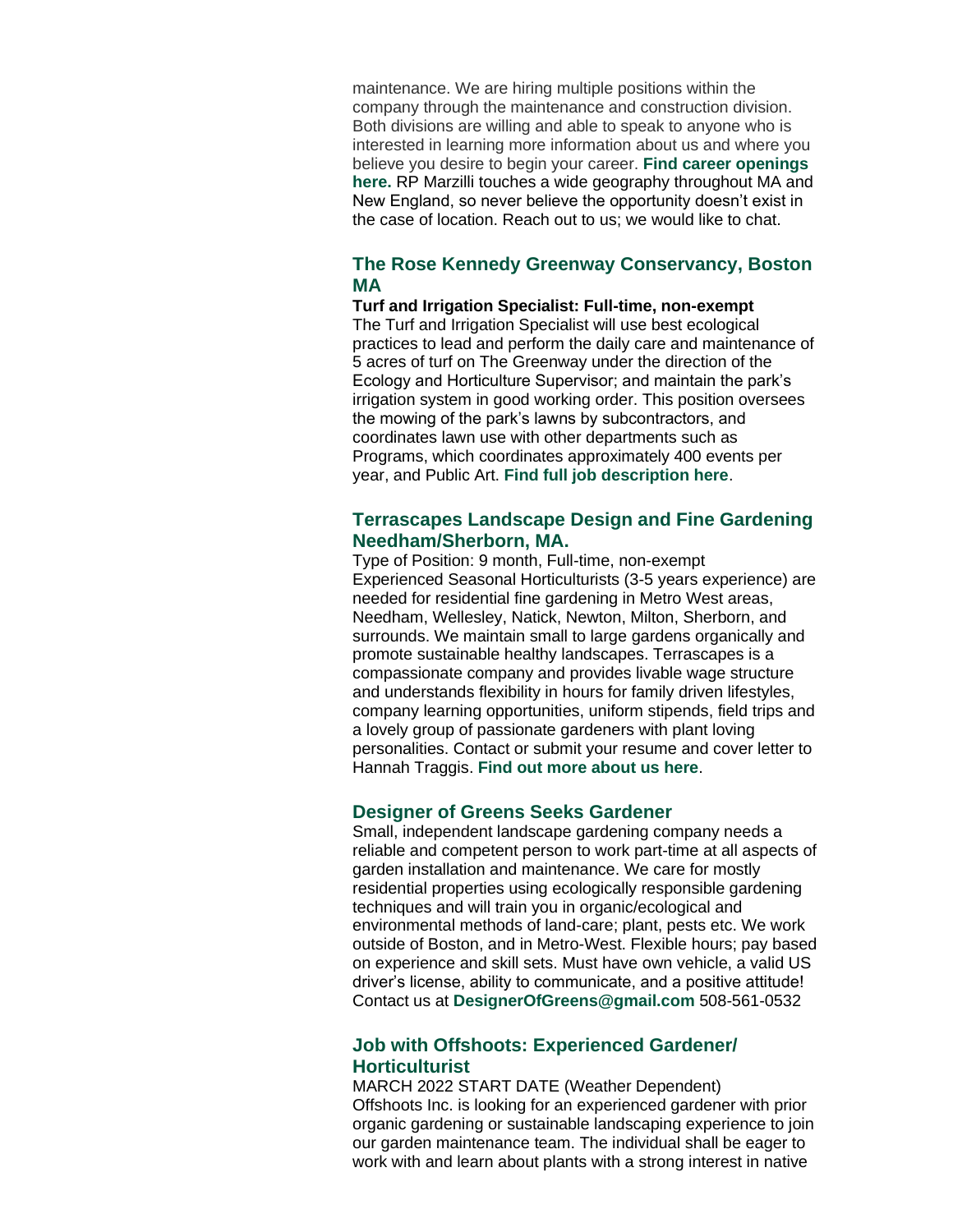maintenance. We are hiring multiple positions within the company through the maintenance and construction division. Both divisions are willing and able to speak to anyone who is interested in learning more information about us and where you believe you desire to begin your career. **Find career openings here.** RP Marzilli touches a wide geography throughout MA and New England, so never believe the opportunity doesn't exist in the case of location. Reach out to us; we would like to chat.

### The Rose Kennedy Greenway Conservancy, Boston MA

**Turf and Irrigation Specialist: Full-time, non-exempt**
The Turf and Irrigation Specialist will use best ecological practices to lead and perform the daily care and maintenance of 5 acres of turf on The Greenway under the direction of the Ecology and Horticulture Supervisor; and maintain the park's irrigation system in good working order. This position oversees the mowing of the park's lawns by subcontractors, and coordinates lawn use with other departments such as Programs, which coordinates approximately 400 events per year, and Public Art. **Find full job description here**.

### Terrascapes Landscape Design and Fine Gardening Needham/Sherborn, MA.

Type of Position: 9 month, Full-time, non-exempt
Experienced Seasonal Horticulturists (3-5 years experience) are needed for residential fine gardening in Metro West areas, Needham, Wellesley, Natick, Newton, Milton, Sherborn, and surrounds. We maintain small to large gardens organically and promote sustainable healthy landscapes. Terrascapes is a compassionate company and provides livable wage structure and understands flexibility in hours for family driven lifestyles, company learning opportunities, uniform stipends, field trips and a lovely group of passionate gardeners with plant loving personalities. Contact or submit your resume and cover letter to Hannah Traggis. **Find out more about us here**.

### Designer of Greens Seeks Gardener

Small, independent landscape gardening company needs a reliable and competent person to work part-time at all aspects of garden installation and maintenance. We care for mostly residential properties using ecologically responsible gardening techniques and will train you in organic/ecological and environmental methods of land-care; plant, pests etc. We work outside of Boston, and in Metro-West. Flexible hours; pay based on experience and skill sets. Must have own vehicle, a valid US driver's license, ability to communicate, and a positive attitude! Contact us at **DesignerOfGreens@gmail.com** 508-561-0532

### Job with Offshoots: Experienced Gardener/ Horticulturist

MARCH 2022 START DATE (Weather Dependent)
Offshoots Inc. is looking for an experienced gardener with prior organic gardening or sustainable landscaping experience to join our garden maintenance team. The individual shall be eager to work with and learn about plants with a strong interest in native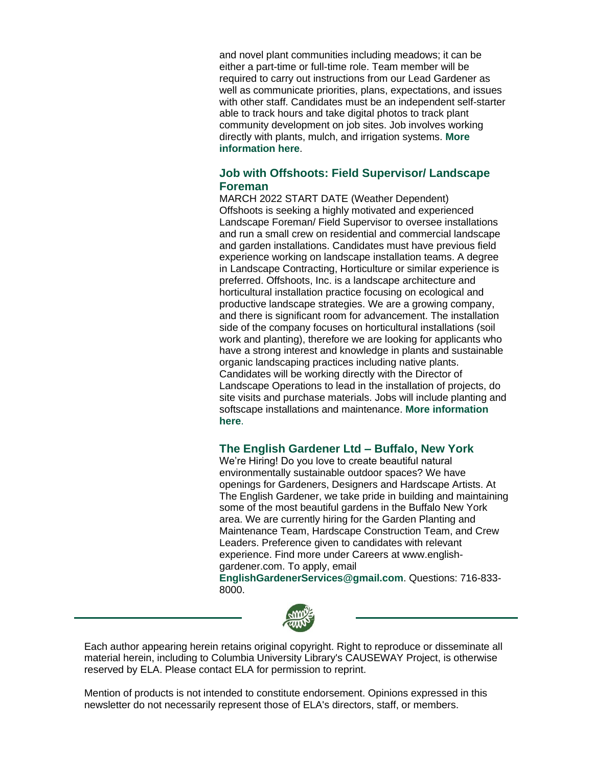and novel plant communities including meadows; it can be either a part-time or full-time role. Team member will be required to carry out instructions from our Lead Gardener as well as communicate priorities, plans, expectations, and issues with other staff. Candidates must be an independent self-starter able to track hours and take digital photos to track plant community development on job sites. Job involves working directly with plants, mulch, and irrigation systems. **More information here**.

### Job with Offshoots: Field Supervisor/ Landscape Foreman

MARCH 2022 START DATE (Weather Dependent)
Offshoots is seeking a highly motivated and experienced Landscape Foreman/ Field Supervisor to oversee installations and run a small crew on residential and commercial landscape and garden installations. Candidates must have previous field experience working on landscape installation teams. A degree in Landscape Contracting, Horticulture or similar experience is preferred. Offshoots, Inc. is a landscape architecture and horticultural installation practice focusing on ecological and productive landscape strategies. We are a growing company, and there is significant room for advancement. The installation side of the company focuses on horticultural installations (soil work and planting), therefore we are looking for applicants who have a strong interest and knowledge in plants and sustainable organic landscaping practices including native plants. Candidates will be working directly with the Director of Landscape Operations to lead in the installation of projects, do site visits and purchase materials. Jobs will include planting and softscape installations and maintenance. **More information here**.

### The English Gardener Ltd – Buffalo, New York

We're Hiring! Do you love to create beautiful natural environmentally sustainable outdoor spaces? We have openings for Gardeners, Designers and Hardscape Artists. At The English Gardener, we take pride in building and maintaining some of the most beautiful gardens in the Buffalo New York area. We are currently hiring for the Garden Planting and Maintenance Team, Hardscape Construction Team, and Crew Leaders. Preference given to candidates with relevant experience. Find more under Careers at www.english-gardener.com. To apply, email **EnglishGardenerServices@gmail.com**. Questions: 716-833-8000.

---

Each author appearing herein retains original copyright. Right to reproduce or disseminate all material herein, including to Columbia University Library's CAUSEWAY Project, is otherwise reserved by ELA. Please contact ELA for permission to reprint.

Mention of products is not intended to constitute endorsement. Opinions expressed in this newsletter do not necessarily represent those of ELA's directors, staff, or members.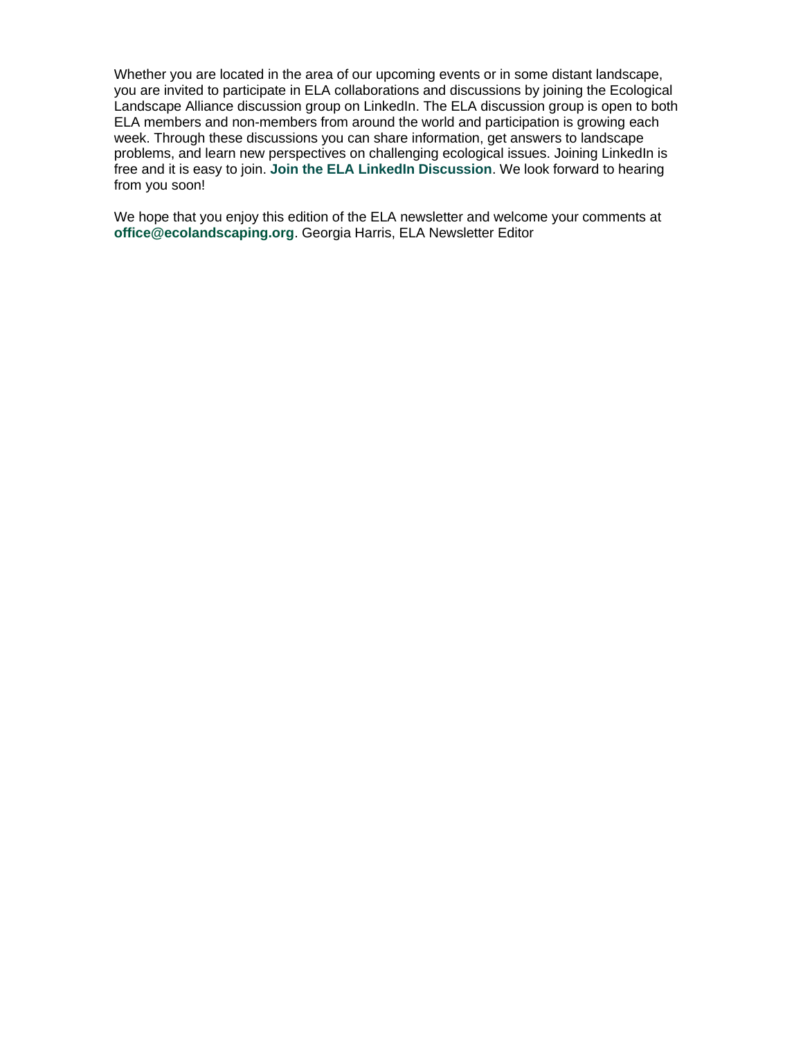Whether you are located in the area of our upcoming events or in some distant landscape, you are invited to participate in ELA collaborations and discussions by joining the Ecological Landscape Alliance discussion group on LinkedIn. The ELA discussion group is open to both ELA members and non-members from around the world and participation is growing each week. Through these discussions you can share information, get answers to landscape problems, and learn new perspectives on challenging ecological issues. Joining LinkedIn is free and it is easy to join. **Join the ELA LinkedIn Discussion**. We look forward to hearing from you soon!

We hope that you enjoy this edition of the ELA newsletter and welcome your comments at **office@ecolandscaping.org**. Georgia Harris, ELA Newsletter Editor